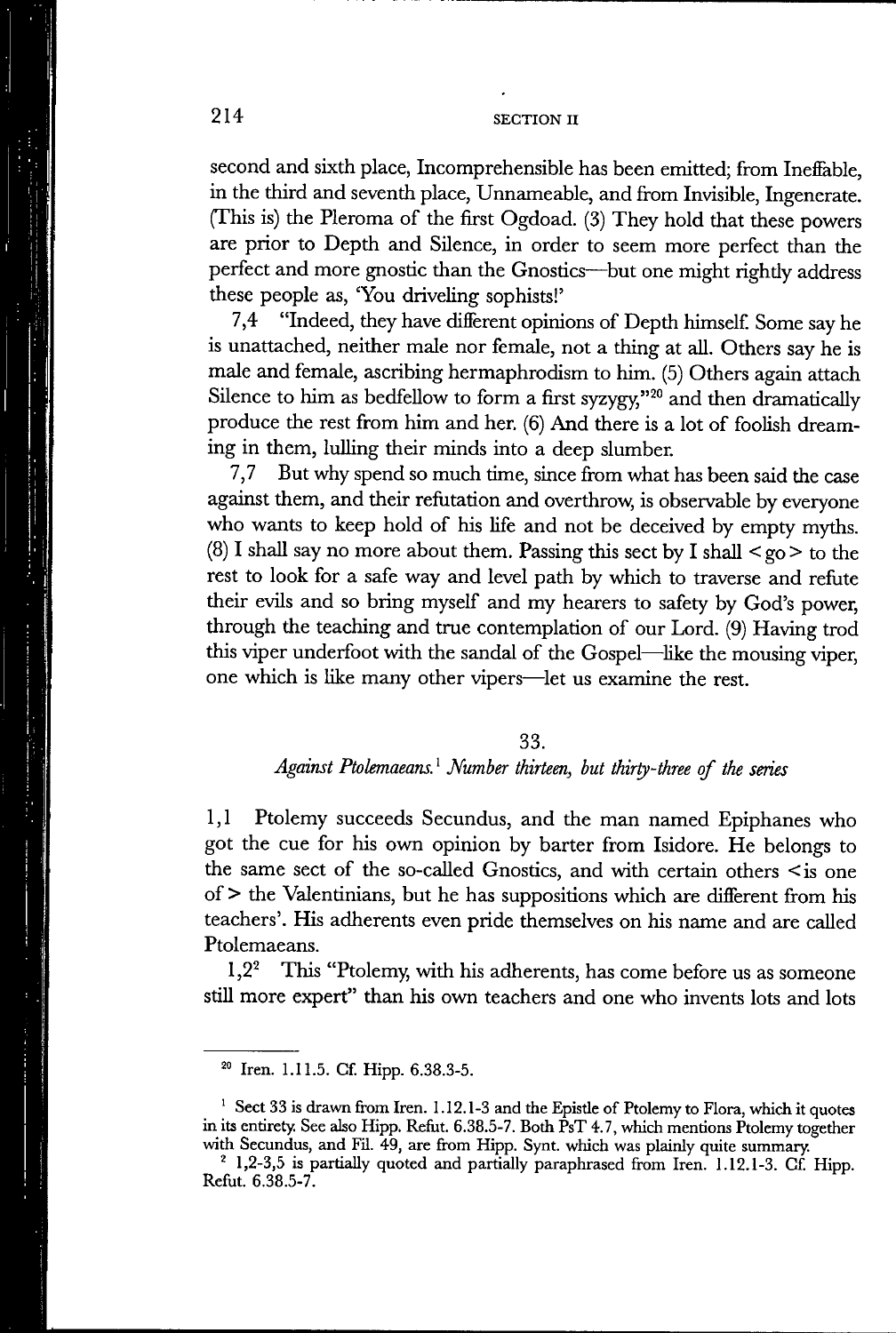second and sixth place, Incomprehensible has been emitted; from Ineffable, in the third and seventh place, Unnameable, and from Invisible, Ingenerate. (This is) the Pleroma of the first Ogdoad. (3) They hold that these powers are prior to Depth and Silence, in order to seem more perfect than the perfect and more gnostic than the Gnostics—but one might rightly address these people as, 'You driveling sophists!'

7,4 "Indeed, they have different opinions of Depth himself. Some say he is unattached, neither male nor female, not a thing at all. Others say he is male and female, ascribing hermaphrodism to him. (5) Others again attach Silence to him as bedfellow to form a first syzygy,"[20] and then dramatically produce the rest from him and her. (6) And there is a lot of foolish dreaming in them, lulling their minds into a deep slumber.

7,7 But why spend so much time, since from what has been said the case against them, and their refutation and overthrow, is observable by everyone who wants to keep hold of his life and not be deceived by empty myths. (8) I shall say no more about them. Passing this sect by I shall <go> to the rest to look for a safe way and level path by which to traverse and refute their evils and so bring myself and my hearers to safety by God's power, through the teaching and true contemplation of our Lord. (9) Having trod this viper underfoot with the sandal of the Gospel—like the mousing viper, one which is like many other vipers—let us examine the rest.

## 33.

### *Against Ptolemaeans.*[1] *Number thirteen, but thirty-three of the series*

1,1 Ptolemy succeeds Secundus, and the man named Epiphanes who got the cue for his own opinion by barter from Isidore. He belongs to the same sect of the so-called Gnostics, and with certain others <is one of> the Valentinians, but he has suppositions which are different from his teachers'. His adherents even pride themselves on his name and are called Ptolemaeans.

1,2[2] This "Ptolemy, with his adherents, has come before us as someone still more expert" than his own teachers and one who invents lots and lots

---

[20] Iren. 1.11.5. Cf. Hipp. 6.38.3-5.

[1] Sect 33 is drawn from Iren. 1.12.1-3 and the Epistle of Ptolemy to Flora, which it quotes in its entirety. See also Hipp. Refut. 6.38.5-7. Both PsT 4.7, which mentions Ptolemy together with Secundus, and Fil. 49, are from Hipp. Synt. which was plainly quite summary.

[2] 1,2-3,5 is partially quoted and partially paraphrased from Iren. 1.12.1-3. Cf. Hipp. Refut. 6.38.5-7.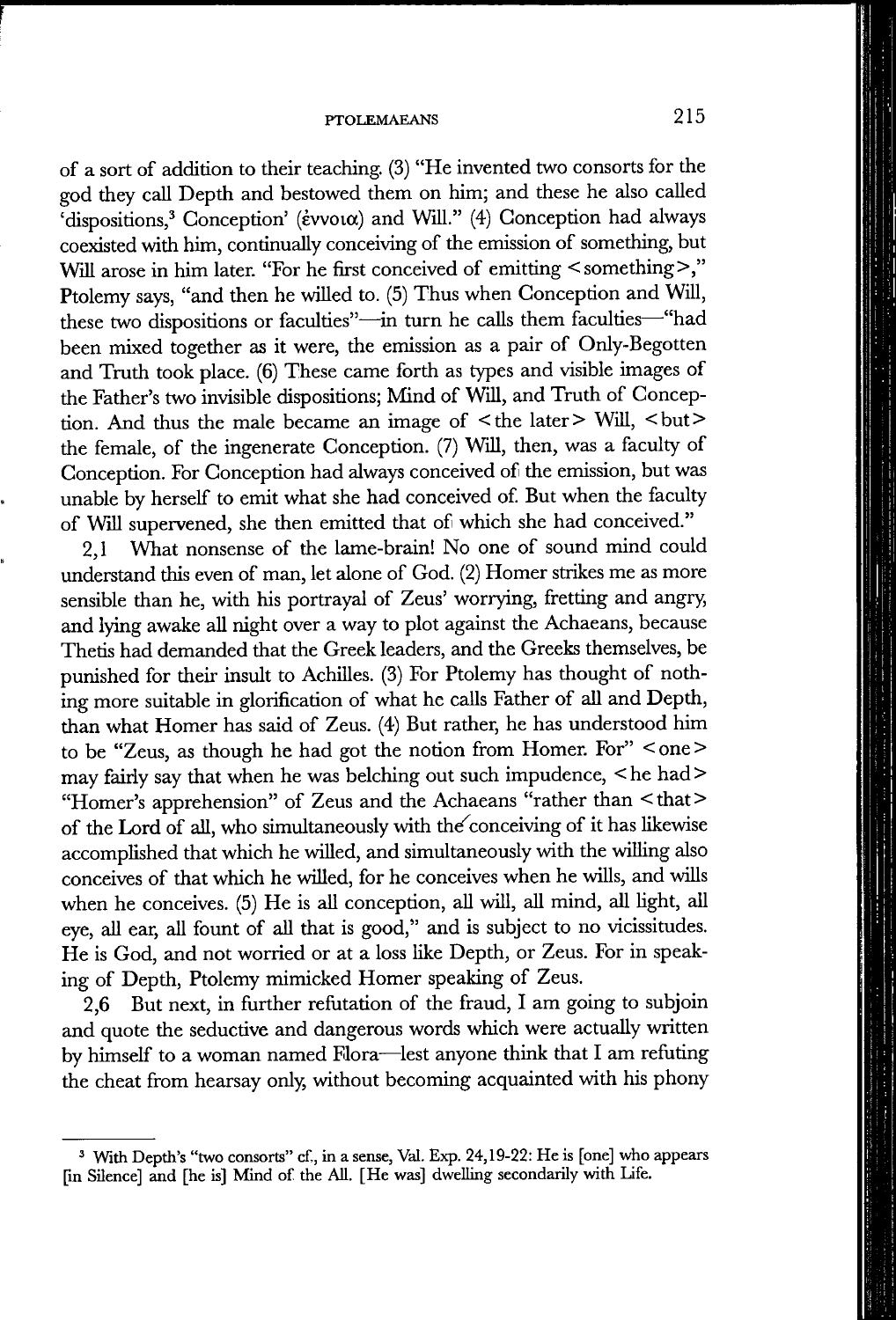of a sort of addition to their teaching. (3) "He invented two consorts for the god they call Depth and bestowed them on him; and these he also called 'dispositions,[3] Conception' (ἔννοια) and Will." (4) Conception had always coexisted with him, continually conceiving of the emission of something, but Will arose in him later. "For he first conceived of emitting <something>," Ptolemy says, "and then he willed to. (5) Thus when Conception and Will, these two dispositions or faculties"—in turn he calls them faculties—"had been mixed together as it were, the emission as a pair of Only-Begotten and Truth took place. (6) These came forth as types and visible images of the Father's two invisible dispositions; Mind of Will, and Truth of Conception. And thus the male became an image of <the later> Will, <but> the female, of the ingenerate Conception. (7) Will, then, was a faculty of Conception. For Conception had always conceived of the emission, but was unable by herself to emit what she had conceived of. But when the faculty of Will supervened, she then emitted that of which she had conceived."

2,1 What nonsense of the lame-brain! No one of sound mind could understand this even of man, let alone of God. (2) Homer strikes me as more sensible than he, with his portrayal of Zeus' worrying, fretting and angry, and lying awake all night over a way to plot against the Achaeans, because Thetis had demanded that the Greek leaders, and the Greeks themselves, be punished for their insult to Achilles. (3) For Ptolemy has thought of nothing more suitable in glorification of what he calls Father of all and Depth, than what Homer has said of Zeus. (4) But rather, he has understood him to be "Zeus, as though he had got the notion from Homer. For" <one> may fairly say that when he was belching out such impudence, <he had> "Homer's apprehension" of Zeus and the Achaeans "rather than <that> of the Lord of all, who simultaneously with the conceiving of it has likewise accomplished that which he willed, and simultaneously with the willing also conceives of that which he willed, for he conceives when he wills, and wills when he conceives. (5) He is all conception, all will, all mind, all light, all eye, all ear, all fount of all that is good," and is subject to no vicissitudes. He is God, and not worried or at a loss like Depth, or Zeus. For in speaking of Depth, Ptolemy mimicked Homer speaking of Zeus.

2,6 But next, in further refutation of the fraud, I am going to subjoin and quote the seductive and dangerous words which were actually written by himself to a woman named Flora—lest anyone think that I am refuting the cheat from hearsay only, without becoming acquainted with his phony

---

[3] With Depth's "two consorts" cf., in a sense, Val. Exp. 24,19-22: He is [one] who appears [in Silence] and [he is] Mind of the All. [He was] dwelling secondarily with Life.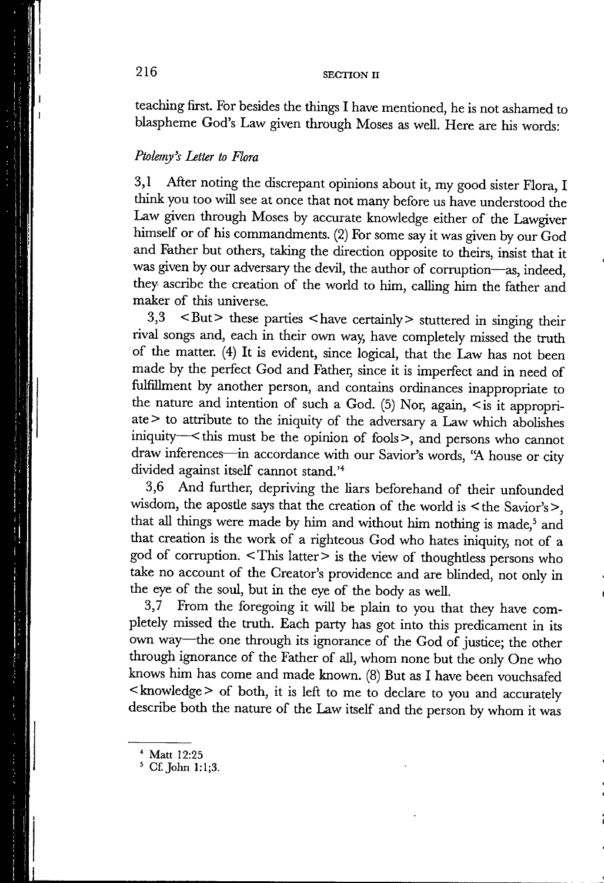teaching first. For besides the things I have mentioned, he is not ashamed to blaspheme God's Law given through Moses as well. Here are his words:

*Ptolemy's Letter to Flora*

3,1 After noting the discrepant opinions about it, my good sister Flora, I think you too will see at once that not many before us have understood the Law given through Moses by accurate knowledge either of the Lawgiver himself or of his commandments. (2) For some say it was given by our God and Father but others, taking the direction opposite to theirs, insist that it was given by our adversary the devil, the author of corruption—as, indeed, they ascribe the creation of the world to him, calling him the father and maker of this universe.

3,3 <But> these parties <have certainly> stuttered in singing their rival songs and, each in their own way, have completely missed the truth of the matter. (4) It is evident, since logical, that the Law has not been made by the perfect God and Father, since it is imperfect and in need of fulfillment by another person, and contains ordinances inappropriate to the nature and intention of such a God. (5) Nor, again, <is it appropriate> to attribute to the iniquity of the adversary a Law which abolishes iniquity—<this must be the opinion of fools>, and persons who cannot draw inferences—in accordance with our Savior's words, "A house or city divided against itself cannot stand."[4]

3,6 And further, depriving the liars beforehand of their unfounded wisdom, the apostle says that the creation of the world is <the Savior's>, that all things were made by him and without him nothing is made,[5] and that creation is the work of a righteous God who hates iniquity, not of a god of corruption. <This latter> is the view of thoughtless persons who take no account of the Creator's providence and are blinded, not only in the eye of the soul, but in the eye of the body as well.

3,7 From the foregoing it will be plain to you that they have completely missed the truth. Each party has got into this predicament in its own way—the one through its ignorance of the God of justice; the other through ignorance of the Father of all, whom none but the only One who knows him has come and made known. (8) But as I have been vouchsafed <knowledge> of both, it is left to me to declare to you and accurately describe both the nature of the Law itself and the person by whom it was

---

[4] Matt 12:25

[5] Cf. John 1:1;3.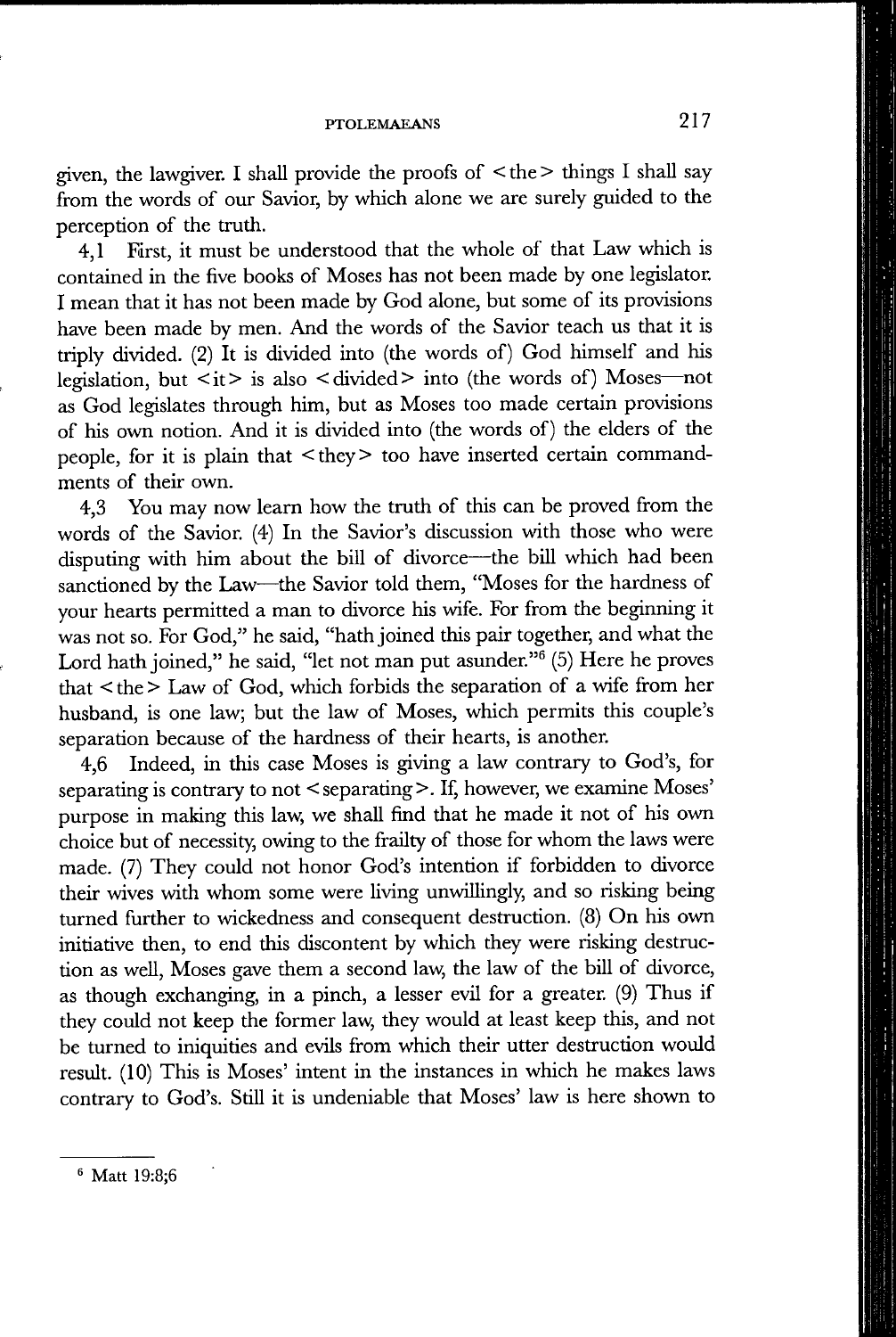given, the lawgiver. I shall provide the proofs of <the> things I shall say from the words of our Savior, by which alone we are surely guided to the perception of the truth.

4,1 First, it must be understood that the whole of that Law which is contained in the five books of Moses has not been made by one legislator. I mean that it has not been made by God alone, but some of its provisions have been made by men. And the words of the Savior teach us that it is triply divided. (2) It is divided into (the words of) God himself and his legislation, but <it> is also <divided> into (the words of) Moses—not as God legislates through him, but as Moses too made certain provisions of his own notion. And it is divided into (the words of) the elders of the people, for it is plain that <they> too have inserted certain commandments of their own.

4,3 You may now learn how the truth of this can be proved from the words of the Savior. (4) In the Savior's discussion with those who were disputing with him about the bill of divorce—the bill which had been sanctioned by the Law—the Savior told them, "Moses for the hardness of your hearts permitted a man to divorce his wife. For from the beginning it was not so. For God," he said, "hath joined this pair together, and what the Lord hath joined," he said, "let not man put asunder."[6] (5) Here he proves that <the> Law of God, which forbids the separation of a wife from her husband, is one law; but the law of Moses, which permits this couple's separation because of the hardness of their hearts, is another.

4,6 Indeed, in this case Moses is giving a law contrary to God's, for separating is contrary to not <separating>. If, however, we examine Moses' purpose in making this law, we shall find that he made it not of his own choice but of necessity, owing to the frailty of those for whom the laws were made. (7) They could not honor God's intention if forbidden to divorce their wives with whom some were living unwillingly, and so risking being turned further to wickedness and consequent destruction. (8) On his own initiative then, to end this discontent by which they were risking destruction as well, Moses gave them a second law, the law of the bill of divorce, as though exchanging, in a pinch, a lesser evil for a greater. (9) Thus if they could not keep the former law, they would at least keep this, and not be turned to iniquities and evils from which their utter destruction would result. (10) This is Moses' intent in the instances in which he makes laws contrary to God's. Still it is undeniable that Moses' law is here shown to

---

[6] Matt 19:8;6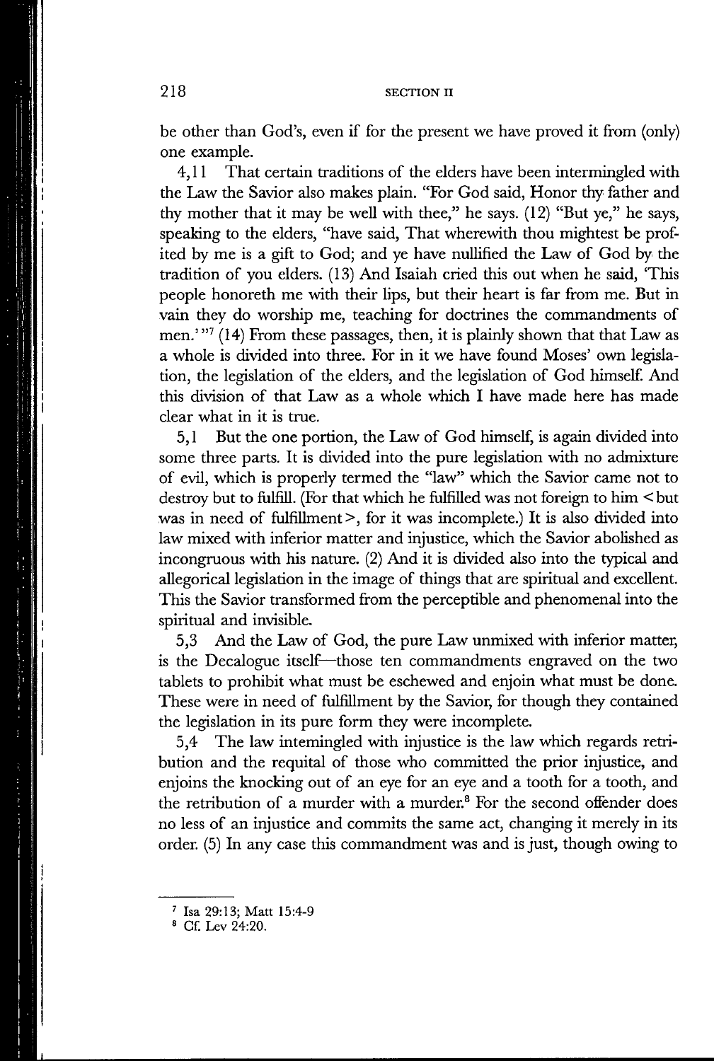be other than God's, even if for the present we have proved it from (only) one example.

4,11 That certain traditions of the elders have been intermingled with the Law the Savior also makes plain. "For God said, Honor thy father and thy mother that it may be well with thee," he says. (12) "But ye," he says, speaking to the elders, "have said, That wherewith thou mightest be profited by me is a gift to God; and ye have nullified the Law of God by the tradition of you elders. (13) And Isaiah cried this out when he said, 'This people honoreth me with their lips, but their heart is far from me. But in vain they do worship me, teaching for doctrines the commandments of men.'"[7] (14) From these passages, then, it is plainly shown that that Law as a whole is divided into three. For in it we have found Moses' own legislation, the legislation of the elders, and the legislation of God himself. And this division of that Law as a whole which I have made here has made clear what in it is true.

5,1 But the one portion, the Law of God himself, is again divided into some three parts. It is divided into the pure legislation with no admixture of evil, which is properly termed the "law" which the Savior came not to destroy but to fulfill. (For that which he fulfilled was not foreign to him <but was in need of fulfillment>, for it was incomplete.) It is also divided into law mixed with inferior matter and injustice, which the Savior abolished as incongruous with his nature. (2) And it is divided also into the typical and allegorical legislation in the image of things that are spiritual and excellent. This the Savior transformed from the perceptible and phenomenal into the spiritual and invisible.

5,3 And the Law of God, the pure Law unmixed with inferior matter, is the Decalogue itself—those ten commandments engraved on the two tablets to prohibit what must be eschewed and enjoin what must be done. These were in need of fulfillment by the Savior, for though they contained the legislation in its pure form they were incomplete.

5,4 The law intemingled with injustice is the law which regards retribution and the requital of those who committed the prior injustice, and enjoins the knocking out of an eye for an eye and a tooth for a tooth, and the retribution of a murder with a murder.[8] For the second offender does no less of an injustice and commits the same act, changing it merely in its order. (5) In any case this commandment was and is just, though owing to

---

[7] Isa 29:13; Matt 15:4-9

[8] Cf. Lev 24:20.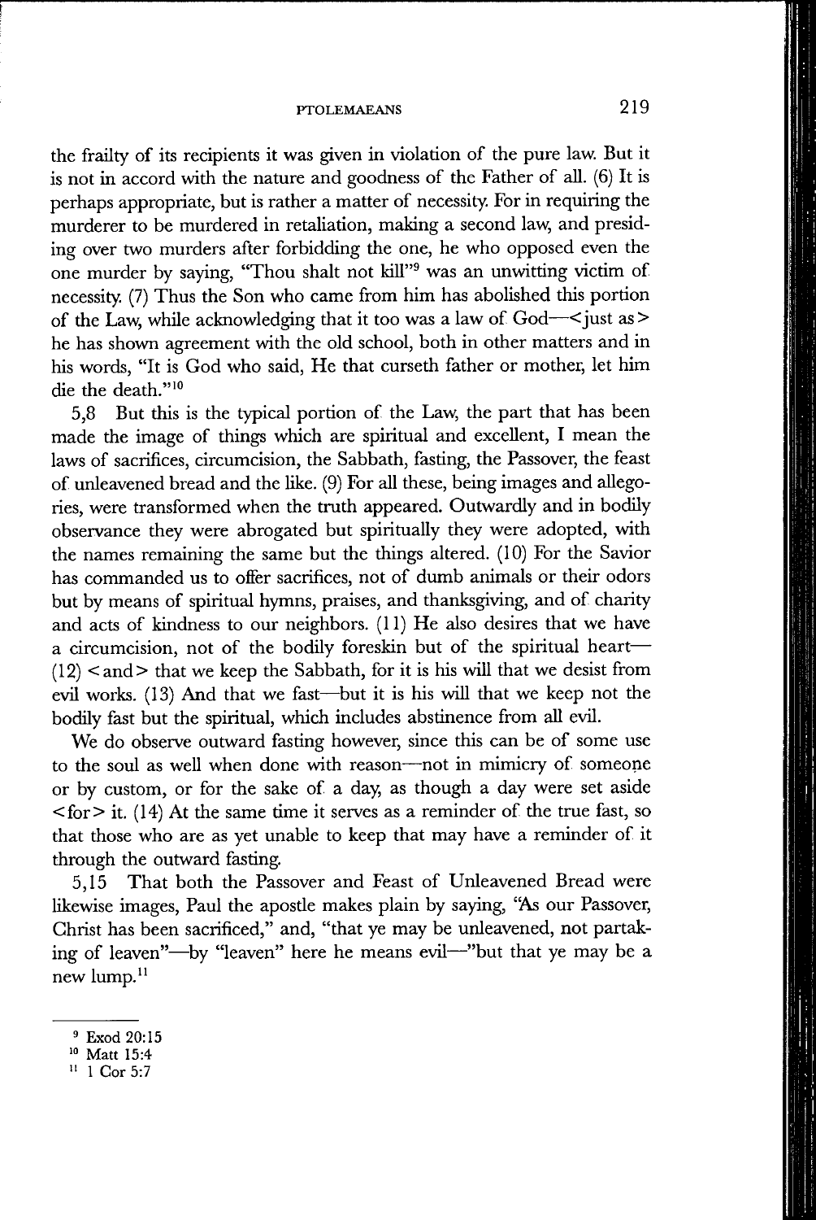the frailty of its recipients it was given in violation of the pure law. But it is not in accord with the nature and goodness of the Father of all. (6) It is perhaps appropriate, but is rather a matter of necessity. For in requiring the murderer to be murdered in retaliation, making a second law, and presiding over two murders after forbidding the one, he who opposed even the one murder by saying, "Thou shalt not kill"[9] was an unwitting victim of necessity. (7) Thus the Son who came from him has abolished this portion of the Law, while acknowledging that it too was a law of God—<just as> he has shown agreement with the old school, both in other matters and in his words, "It is God who said, He that curseth father or mother, let him die the death."[10]

5,8 But this is the typical portion of the Law, the part that has been made the image of things which are spiritual and excellent, I mean the laws of sacrifices, circumcision, the Sabbath, fasting, the Passover, the feast of unleavened bread and the like. (9) For all these, being images and allegories, were transformed when the truth appeared. Outwardly and in bodily observance they were abrogated but spiritually they were adopted, with the names remaining the same but the things altered. (10) For the Savior has commanded us to offer sacrifices, not of dumb animals or their odors but by means of spiritual hymns, praises, and thanksgiving, and of charity and acts of kindness to our neighbors. (11) He also desires that we have a circumcision, not of the bodily foreskin but of the spiritual heart—(12) <and> that we keep the Sabbath, for it is his will that we desist from evil works. (13) And that we fast—but it is his will that we keep not the bodily fast but the spiritual, which includes abstinence from all evil.

We do observe outward fasting however, since this can be of some use to the soul as well when done with reason—not in mimicry of someone or by custom, or for the sake of a day, as though a day were set aside <for> it. (14) At the same time it serves as a reminder of the true fast, so that those who are as yet unable to keep that may have a reminder of it through the outward fasting.

5,15 That both the Passover and Feast of Unleavened Bread were likewise images, Paul the apostle makes plain by saying, "As our Passover, Christ has been sacrificed," and, "that ye may be unleavened, not partaking of leaven"—by "leaven" here he means evil—"but that ye may be a new lump.[11]

---

[9] Exod 20:15

[10] Matt 15:4

[11] 1 Cor 5:7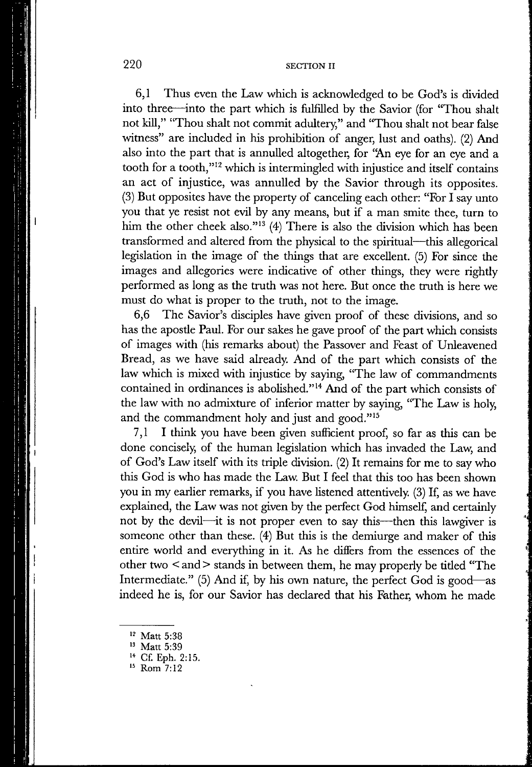6,1 Thus even the Law which is acknowledged to be God's is divided into three—into the part which is fulfilled by the Savior (for "Thou shalt not kill," "Thou shalt not commit adultery," and "Thou shalt not bear false witness" are included in his prohibition of anger, lust and oaths). (2) And also into the part that is annulled altogether, for "An eye for an eye and a tooth for a tooth,"[12] which is intermingled with injustice and itself contains an act of injustice, was annulled by the Savior through its opposites. (3) But opposites have the property of canceling each other: "For I say unto you that ye resist not evil by any means, but if a man smite thee, turn to him the other cheek also."[13] (4) There is also the division which has been transformed and altered from the physical to the spiritual—this allegorical legislation in the image of the things that are excellent. (5) For since the images and allegories were indicative of other things, they were rightly performed as long as the truth was not here. But once the truth is here we must do what is proper to the truth, not to the image.

6,6 The Savior's disciples have given proof of these divisions, and so has the apostle Paul. For our sakes he gave proof of the part which consists of images with (his remarks about) the Passover and Feast of Unleavened Bread, as we have said already. And of the part which consists of the law which is mixed with injustice by saying, "The law of commandments contained in ordinances is abolished."[14] And of the part which consists of the law with no admixture of inferior matter by saying, "The Law is holy, and the commandment holy and just and good."[15]

7,1 I think you have been given sufficient proof, so far as this can be done concisely, of the human legislation which has invaded the Law, and of God's Law itself with its triple division. (2) It remains for me to say who this God is who has made the Law. But I feel that this too has been shown you in my earlier remarks, if you have listened attentively. (3) If, as we have explained, the Law was not given by the perfect God himself, and certainly not by the devil—it is not proper even to say this—then this lawgiver is someone other than these. (4) But this is the demiurge and maker of this entire world and everything in it. As he differs from the essences of the other two <and> stands in between them, he may properly be titled "The Intermediate." (5) And if, by his own nature, the perfect God is good—as indeed he is, for our Savior has declared that his Father, whom he made

---

[12] Matt 5:38

[13] Matt 5:39

[14] Cf. Eph. 2:15.

[15] Rom 7:12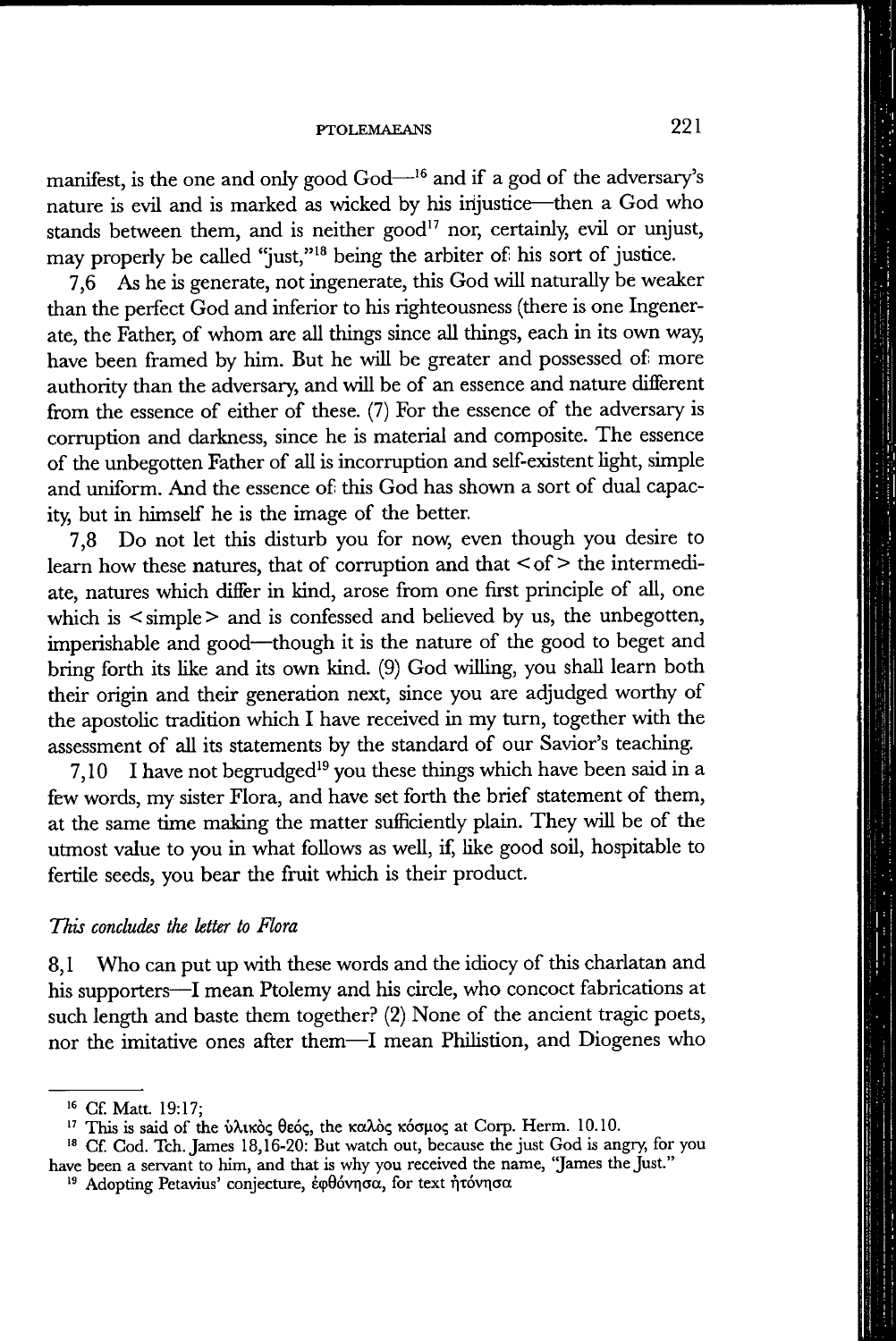manifest, is the one and only good God—[16] and if a god of the adversary's nature is evil and is marked as wicked by his injustice—then a God who stands between them, and is neither good[17] nor, certainly, evil or unjust, may properly be called "just,"[18] being the arbiter of his sort of justice.

7,6 As he is generate, not ingenerate, this God will naturally be weaker than the perfect God and inferior to his righteousness (there is one Ingenerate, the Father, of whom are all things since all things, each in its own way, have been framed by him. But he will be greater and possessed of more authority than the adversary, and will be of an essence and nature different from the essence of either of these. (7) For the essence of the adversary is corruption and darkness, since he is material and composite. The essence of the unbegotten Father of all is incorruption and self-existent light, simple and uniform. And the essence of this God has shown a sort of dual capacity, but in himself he is the image of the better.

7,8 Do not let this disturb you for now, even though you desire to learn how these natures, that of corruption and that <of> the intermediate, natures which differ in kind, arose from one first principle of all, one which is <simple> and is confessed and believed by us, the unbegotten, imperishable and good—though it is the nature of the good to beget and bring forth its like and its own kind. (9) God willing, you shall learn both their origin and their generation next, since you are adjudged worthy of the apostolic tradition which I have received in my turn, together with the assessment of all its statements by the standard of our Savior's teaching.

7,10 I have not begrudged[19] you these things which have been said in a few words, my sister Flora, and have set forth the brief statement of them, at the same time making the matter sufficiently plain. They will be of the utmost value to you in what follows as well, if, like good soil, hospitable to fertile seeds, you bear the fruit which is their product.

*This concludes the letter to Flora*

8,1 Who can put up with these words and the idiocy of this charlatan and his supporters—I mean Ptolemy and his circle, who concoct fabrications at such length and baste them together? (2) None of the ancient tragic poets, nor the imitative ones after them—I mean Philistion, and Diogenes who

---

[16] Cf. Matt. 19:17;

[17] This is said of the ὑλικὸς θεός, the καλὸς κόσμος at Corp. Herm. 10.10.

[18] Cf. Cod. Tch. James 18,16-20: But watch out, because the just God is angry, for you have been a servant to him, and that is why you received the name, "James the Just."

[19] Adopting Petavius' conjecture, ἐφθόνησα, for text ἠτόνησα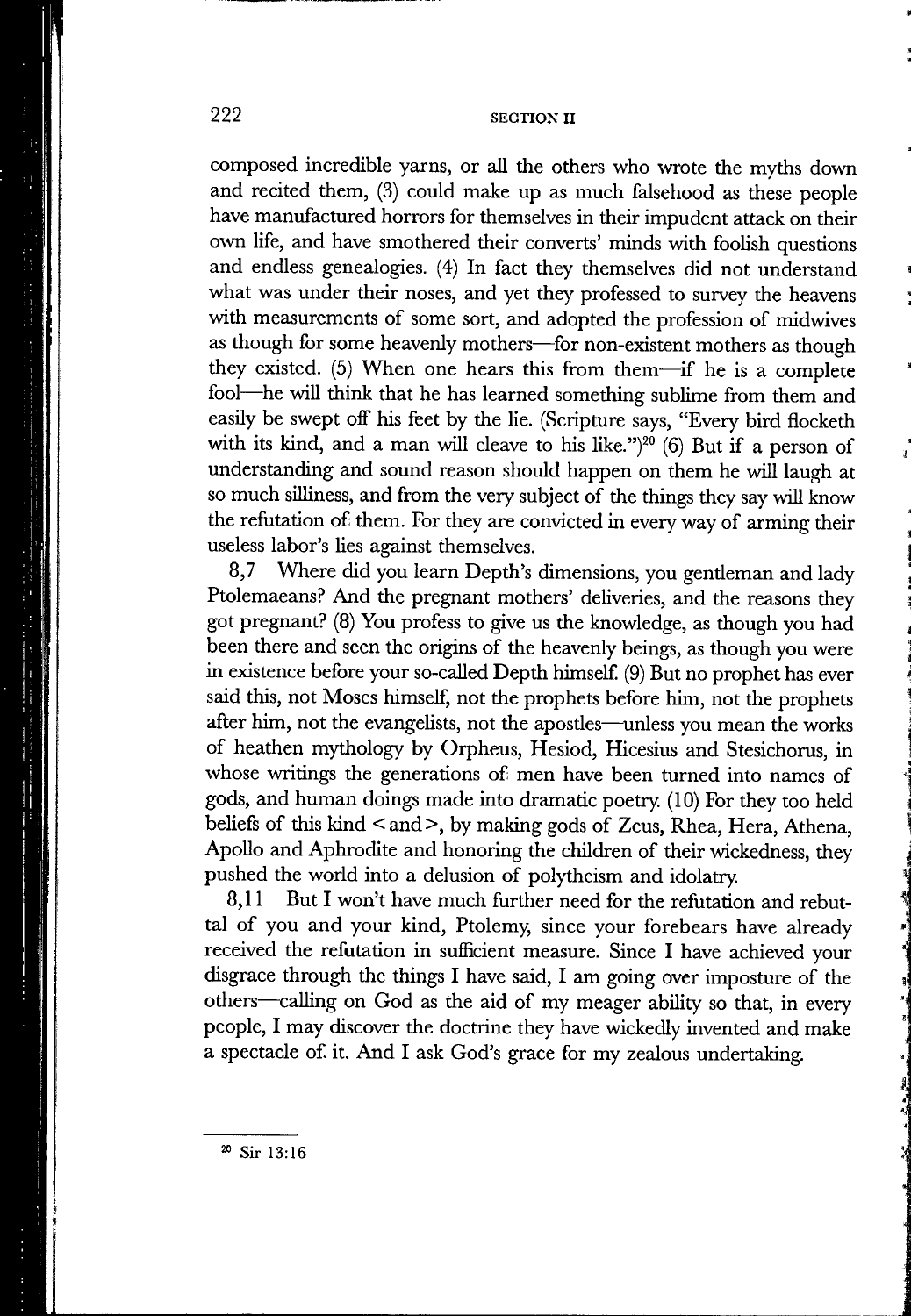composed incredible yarns, or all the others who wrote the myths down and recited them, (3) could make up as much falsehood as these people have manufactured horrors for themselves in their impudent attack on their own life, and have smothered their converts' minds with foolish questions and endless genealogies. (4) In fact they themselves did not understand what was under their noses, and yet they professed to survey the heavens with measurements of some sort, and adopted the profession of midwives as though for some heavenly mothers—for non-existent mothers as though they existed. (5) When one hears this from them—if he is a complete fool—he will think that he has learned something sublime from them and easily be swept off his feet by the lie. (Scripture says, "Every bird flocketh with its kind, and a man will cleave to his like.")[20] (6) But if a person of understanding and sound reason should happen on them he will laugh at so much silliness, and from the very subject of the things they say will know the refutation of them. For they are convicted in every way of arming their useless labor's lies against themselves.

8,7 Where did you learn Depth's dimensions, you gentleman and lady Ptolemaeans? And the pregnant mothers' deliveries, and the reasons they got pregnant? (8) You profess to give us the knowledge, as though you had been there and seen the origins of the heavenly beings, as though you were in existence before your so-called Depth himself. (9) But no prophet has ever said this, not Moses himself, not the prophets before him, not the prophets after him, not the evangelists, not the apostles—unless you mean the works of heathen mythology by Orpheus, Hesiod, Hicesius and Stesichorus, in whose writings the generations of men have been turned into names of gods, and human doings made into dramatic poetry. (10) For they too held beliefs of this kind <and>, by making gods of Zeus, Rhea, Hera, Athena, Apollo and Aphrodite and honoring the children of their wickedness, they pushed the world into a delusion of polytheism and idolatry.

8,11 But I won't have much further need for the refutation and rebuttal of you and your kind, Ptolemy, since your forebears have already received the refutation in sufficient measure. Since I have achieved your disgrace through the things I have said, I am going over imposture of the others—calling on God as the aid of my meager ability so that, in every people, I may discover the doctrine they have wickedly invented and make a spectacle of it. And I ask God's grace for my zealous undertaking.

---

[20] Sir 13:16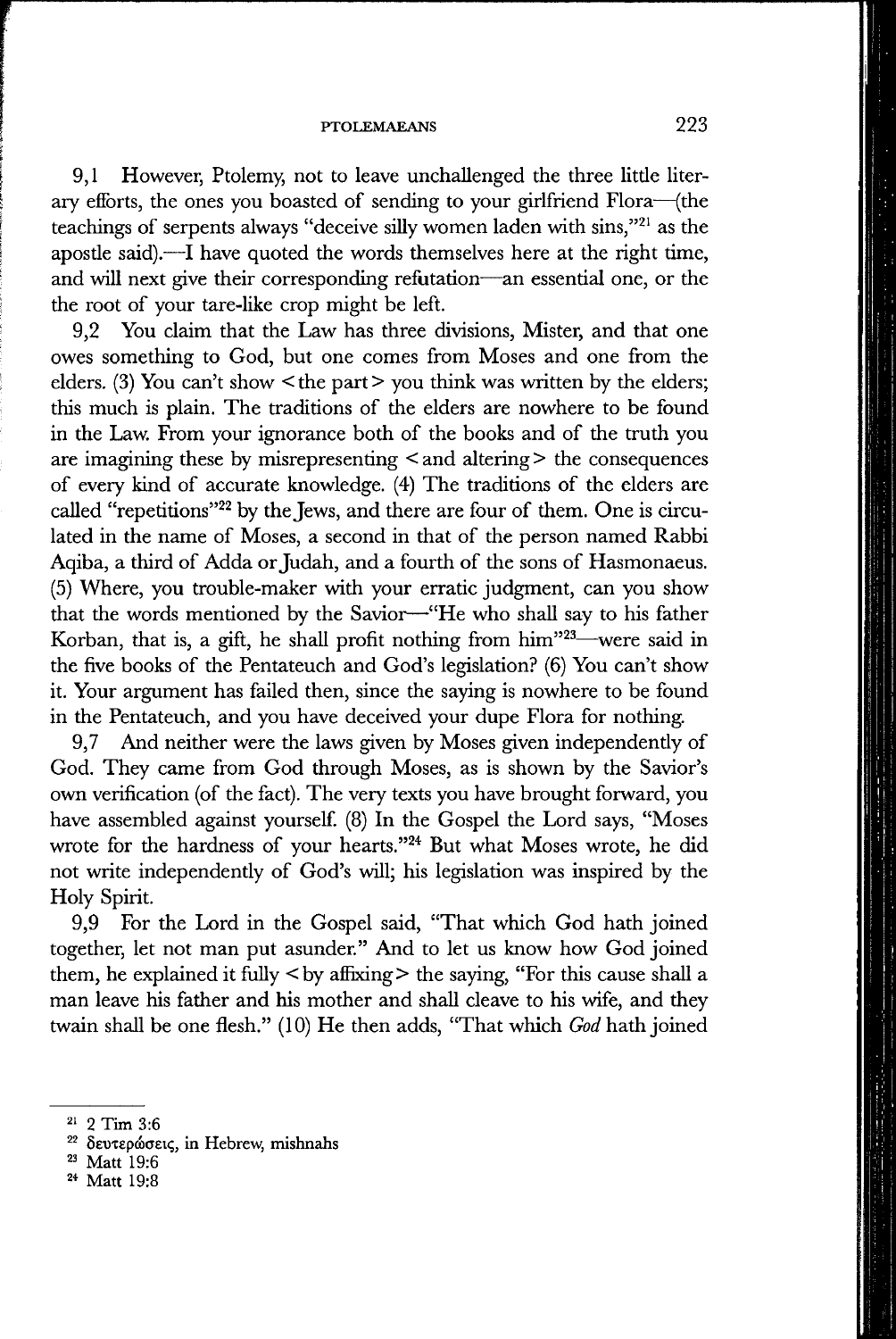9,1 However, Ptolemy, not to leave unchallenged the three little literary efforts, the ones you boasted of sending to your girlfriend Flora—(the teachings of serpents always "deceive silly women laden with sins,"[21] as the apostle said).—I have quoted the words themselves here at the right time, and will next give their corresponding refutation—an essential one, or the the root of your tare-like crop might be left.

9,2 You claim that the Law has three divisions, Mister, and that one owes something to God, but one comes from Moses and one from the elders. (3) You can't show <the part> you think was written by the elders; this much is plain. The traditions of the elders are nowhere to be found in the Law. From your ignorance both of the books and of the truth you are imagining these by misrepresenting <and altering> the consequences of every kind of accurate knowledge. (4) The traditions of the elders are called "repetitions"[22] by the Jews, and there are four of them. One is circulated in the name of Moses, a second in that of the person named Rabbi Aqiba, a third of Adda or Judah, and a fourth of the sons of Hasmonaeus. (5) Where, you trouble-maker with your erratic judgment, can you show that the words mentioned by the Savior—"He who shall say to his father Korban, that is, a gift, he shall profit nothing from him"[23]—were said in the five books of the Pentateuch and God's legislation? (6) You can't show it. Your argument has failed then, since the saying is nowhere to be found in the Pentateuch, and you have deceived your dupe Flora for nothing.

9,7 And neither were the laws given by Moses given independently of God. They came from God through Moses, as is shown by the Savior's own verification (of the fact). The very texts you have brought forward, you have assembled against yourself. (8) In the Gospel the Lord says, "Moses wrote for the hardness of your hearts."[24] But what Moses wrote, he did not write independently of God's will; his legislation was inspired by the Holy Spirit.

9,9 For the Lord in the Gospel said, "That which God hath joined together, let not man put asunder." And to let us know how God joined them, he explained it fully <by affixing> the saying, "For this cause shall a man leave his father and his mother and shall cleave to his wife, and they twain shall be one flesh." (10) He then adds, "That which *God* hath joined

---

[21] 2 Tim 3:6

[22] δευτερώσεις, in Hebrew, mishnahs

[23] Matt 19:6

[24] Matt 19:8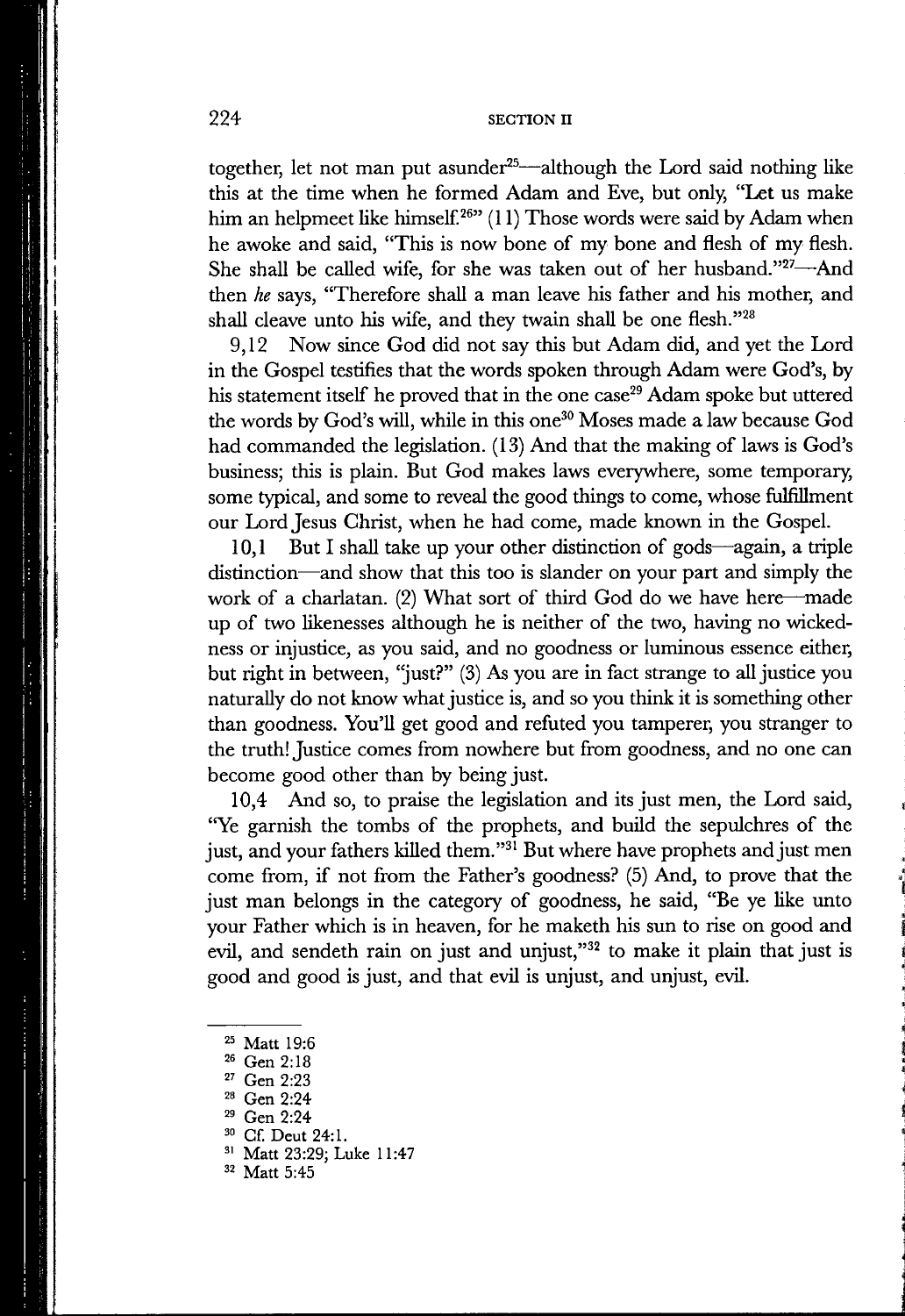together, let not man put asunder[25]—although the Lord said nothing like this at the time when he formed Adam and Eve, but only, "Let us make him an helpmeet like himself.[26]" (11) Those words were said by Adam when he awoke and said, "This is now bone of my bone and flesh of my flesh. She shall be called wife, for she was taken out of her husband."[27]—And then *he* says, "Therefore shall a man leave his father and his mother, and shall cleave unto his wife, and they twain shall be one flesh."[28]

9,12 Now since God did not say this but Adam did, and yet the Lord in the Gospel testifies that the words spoken through Adam were God's, by his statement itself he proved that in the one case[29] Adam spoke but uttered the words by God's will, while in this one[30] Moses made a law because God had commanded the legislation. (13) And that the making of laws is God's business; this is plain. But God makes laws everywhere, some temporary, some typical, and some to reveal the good things to come, whose fulfillment our Lord Jesus Christ, when he had come, made known in the Gospel.

10,1 But I shall take up your other distinction of gods—again, a triple distinction—and show that this too is slander on your part and simply the work of a charlatan. (2) What sort of third God do we have here—made up of two likenesses although he is neither of the two, having no wickedness or injustice, as you said, and no goodness or luminous essence either, but right in between, "just?" (3) As you are in fact strange to all justice you naturally do not know what justice is, and so you think it is something other than goodness. You'll get good and refuted you tamperer, you stranger to the truth! Justice comes from nowhere but from goodness, and no one can become good other than by being just.

10,4 And so, to praise the legislation and its just men, the Lord said, "Ye garnish the tombs of the prophets, and build the sepulchres of the just, and your fathers killed them."[31] But where have prophets and just men come from, if not from the Father's goodness? (5) And, to prove that the just man belongs in the category of goodness, he said, "Be ye like unto your Father which is in heaven, for he maketh his sun to rise on good and evil, and sendeth rain on just and unjust,"[32] to make it plain that just is good and good is just, and that evil is unjust, and unjust, evil.

---

[25] Matt 19:6
[26] Gen 2:18
[27] Gen 2:23
[28] Gen 2:24
[29] Gen 2:24
[30] Cf. Deut 24:1.
[31] Matt 23:29; Luke 11:47
[32] Matt 5:45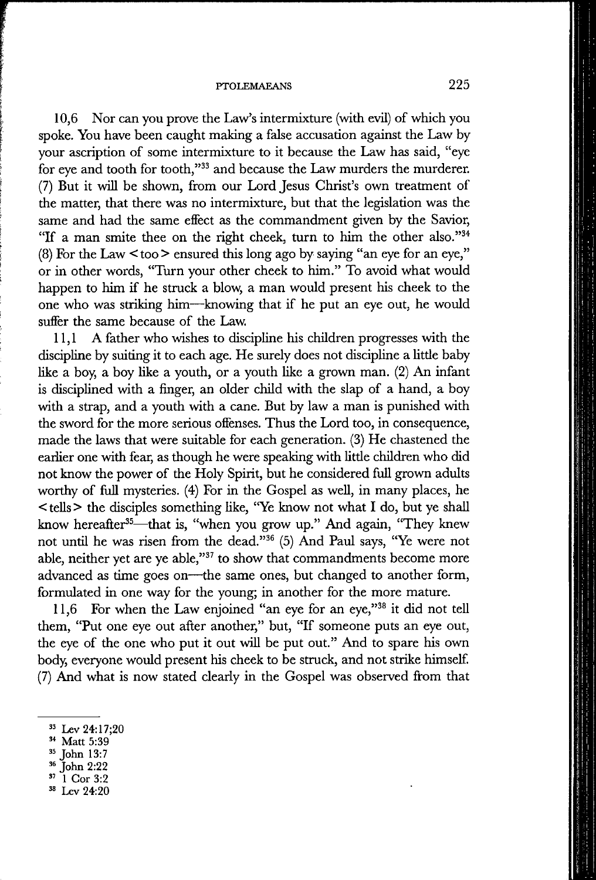10,6 Nor can you prove the Law's intermixture (with evil) of which you spoke. You have been caught making a false accusation against the Law by your ascription of some intermixture to it because the Law has said, "eye for eye and tooth for tooth,"[33] and because the Law murders the murderer. (7) But it will be shown, from our Lord Jesus Christ's own treatment of the matter, that there was no intermixture, but that the legislation was the same and had the same effect as the commandment given by the Savior, "If a man smite thee on the right cheek, turn to him the other also."[34] (8) For the Law <too> ensured this long ago by saying "an eye for an eye," or in other words, "Turn your other cheek to him." To avoid what would happen to him if he struck a blow, a man would present his cheek to the one who was striking him—knowing that if he put an eye out, he would suffer the same because of the Law.

11,1 A father who wishes to discipline his children progresses with the discipline by suiting it to each age. He surely does not discipline a little baby like a boy, a boy like a youth, or a youth like a grown man. (2) An infant is disciplined with a finger, an older child with the slap of a hand, a boy with a strap, and a youth with a cane. But by law a man is punished with the sword for the more serious offenses. Thus the Lord too, in consequence, made the laws that were suitable for each generation. (3) He chastened the earlier one with fear, as though he were speaking with little children who did not know the power of the Holy Spirit, but he considered full grown adults worthy of full mysteries. (4) For in the Gospel as well, in many places, he <tells> the disciples something like, "Ye know not what I do, but ye shall know hereafter[35]—that is, "when you grow up." And again, "They knew not until he was risen from the dead."[36] (5) And Paul says, "Ye were not able, neither yet are ye able,"[37] to show that commandments become more advanced as time goes on—the same ones, but changed to another form, formulated in one way for the young; in another for the more mature.

11,6 For when the Law enjoined "an eye for an eye,"[38] it did not tell them, "Put one eye out after another," but, "If someone puts an eye out, the eye of the one who put it out will be put out." And to spare his own body, everyone would present his cheek to be struck, and not strike himself. (7) And what is now stated clearly in the Gospel was observed from that

---

[33] Lev 24:17;20

[34] Matt 5:39

[35] John 13:7

[36] John 2:22

[37] 1 Cor 3:2

[38] Lev 24:20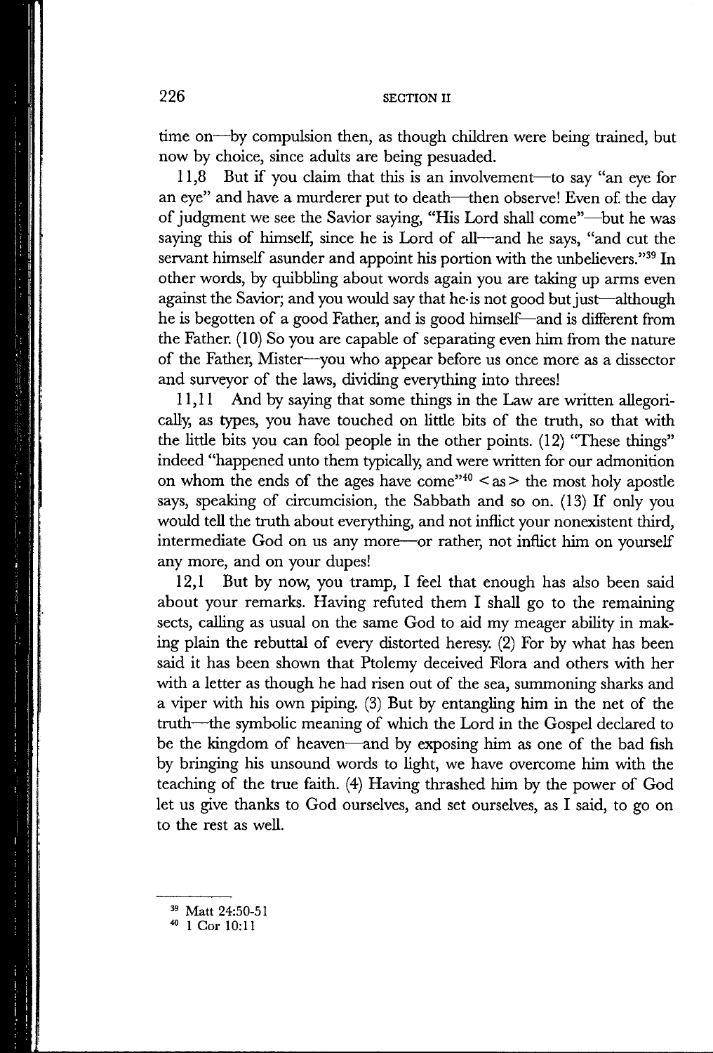time on—by compulsion then, as though children were being trained, but now by choice, since adults are being pesuaded.

11,8 But if you claim that this is an involvement—to say "an eye for an eye" and have a murderer put to death—then observe! Even of the day of judgment we see the Savior saying, "His Lord shall come"—but he was saying this of himself, since he is Lord of all—and he says, "and cut the servant himself asunder and appoint his portion with the unbelievers."[39] In other words, by quibbling about words again you are taking up arms even against the Savior; and you would say that he is not good but just—although he is begotten of a good Father, and is good himself—and is different from the Father. (10) So you are capable of separating even him from the nature of the Father, Mister—you who appear before us once more as a dissector and surveyor of the laws, dividing everything into threes!

11,11 And by saying that some things in the Law are written allegorically, as types, you have touched on little bits of the truth, so that with the little bits you can fool people in the other points. (12) "These things" indeed "happened unto them typically, and were written for our admonition on whom the ends of the ages have come"[40] <as> the most holy apostle says, speaking of circumcision, the Sabbath and so on. (13) If only you would tell the truth about everything, and not inflict your nonexistent third, intermediate God on us any more—or rather, not inflict him on yourself any more, and on your dupes!

12,1 But by now, you tramp, I feel that enough has also been said about your remarks. Having refuted them I shall go to the remaining sects, calling as usual on the same God to aid my meager ability in making plain the rebuttal of every distorted heresy. (2) For by what has been said it has been shown that Ptolemy deceived Flora and others with her with a letter as though he had risen out of the sea, summoning sharks and a viper with his own piping. (3) But by entangling him in the net of the truth—the symbolic meaning of which the Lord in the Gospel declared to be the kingdom of heaven—and by exposing him as one of the bad fish by bringing his unsound words to light, we have overcome him with the teaching of the true faith. (4) Having thrashed him by the power of God let us give thanks to God ourselves, and set ourselves, as I said, to go on to the rest as well.

---

[39] Matt 24:50-51

[40] 1 Cor 10:11